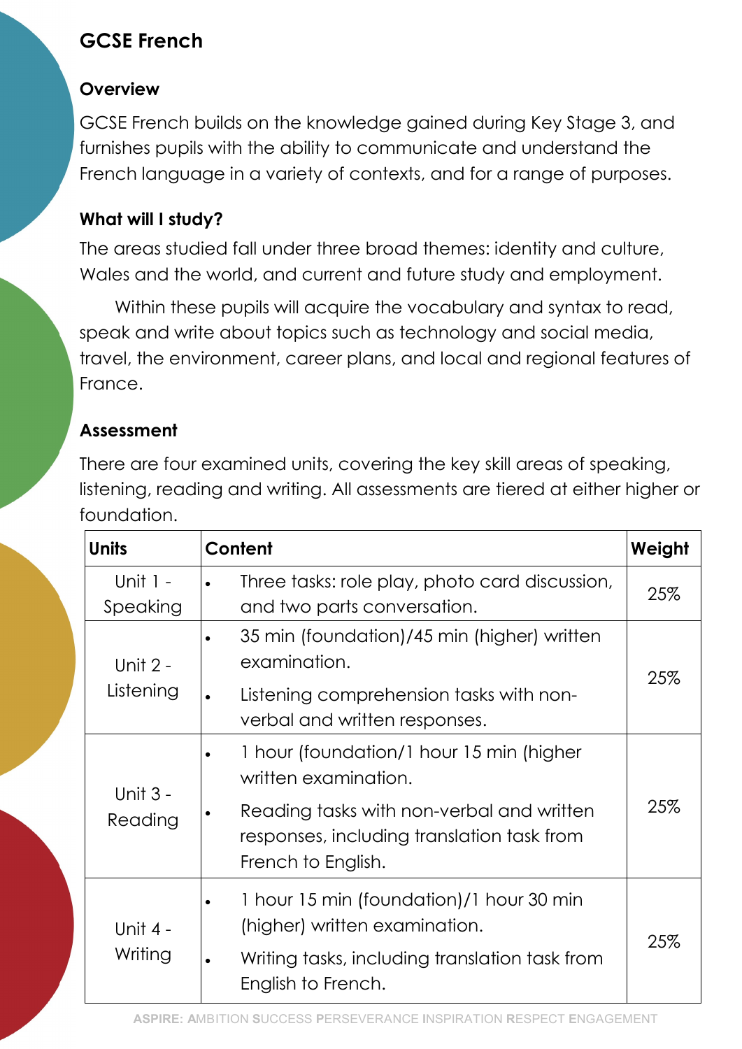# GCSE French

## Overview

GCSE French builds on the knowledge gained during Key Stage 3, and furnishes pupils with the ability to communicate and understand the French language in a variety of contexts, and for a range of purposes.

## What will I study?

The areas studied fall under three broad themes: identity and culture, Wales and the world, and current and future study and employment.

Within these pupils will acquire the vocabulary and syntax to read, speak and write about topics such as technology and social media, travel, the environment, career plans, and local and regional features of France.

## Assessment

There are four examined units, covering the key skill areas of speaking, listening, reading and writing. All assessments are tiered at either higher or foundation.

| Units | Content | Weight |
|---|---|---|
| Unit 1 - Speaking | • Three tasks: role play, photo card discussion, and two parts conversation. | 25% |
| Unit 2 - Listening | • 35 min (foundation)/45 min (higher) written examination.<br>• Listening comprehension tasks with non-verbal and written responses. | 25% |
| Unit 3 - Reading | • 1 hour (foundation/1 hour 15 min (higher written examination.<br>• Reading tasks with non-verbal and written responses, including translation task from French to English. | 25% |
| Unit 4 - Writing | • 1 hour 15 min (foundation)/1 hour 30 min (higher) written examination.<br>• Writing tasks, including translation task from English to French. | 25% |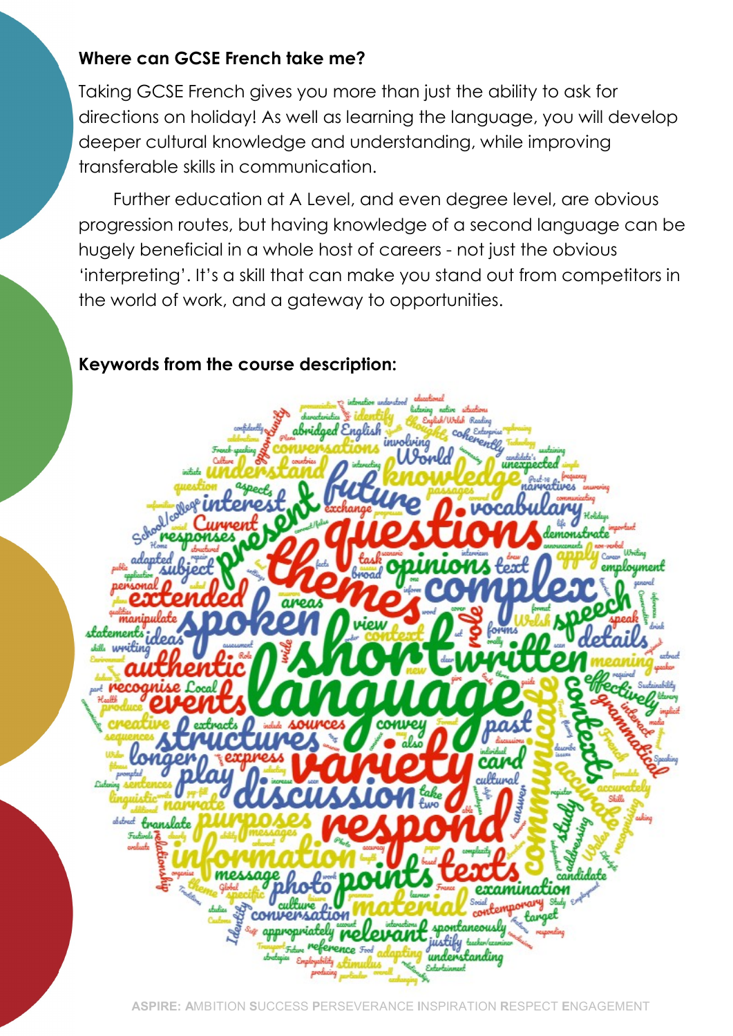**Where can GCSE French take me?**

Taking GCSE French gives you more than just the ability to ask for directions on holiday! As well as learning the language, you will develop deeper cultural knowledge and understanding, while improving transferable skills in communication.

Further education at A Level, and even degree level, are obvious progression routes, but having knowledge of a second language can be hugely beneficial in a whole host of careers - not just the obvious 'interpreting'. It's a skill that can make you stand out from competitors in the world of work, and a gateway to opportunities.

**Keywords from the course description:**